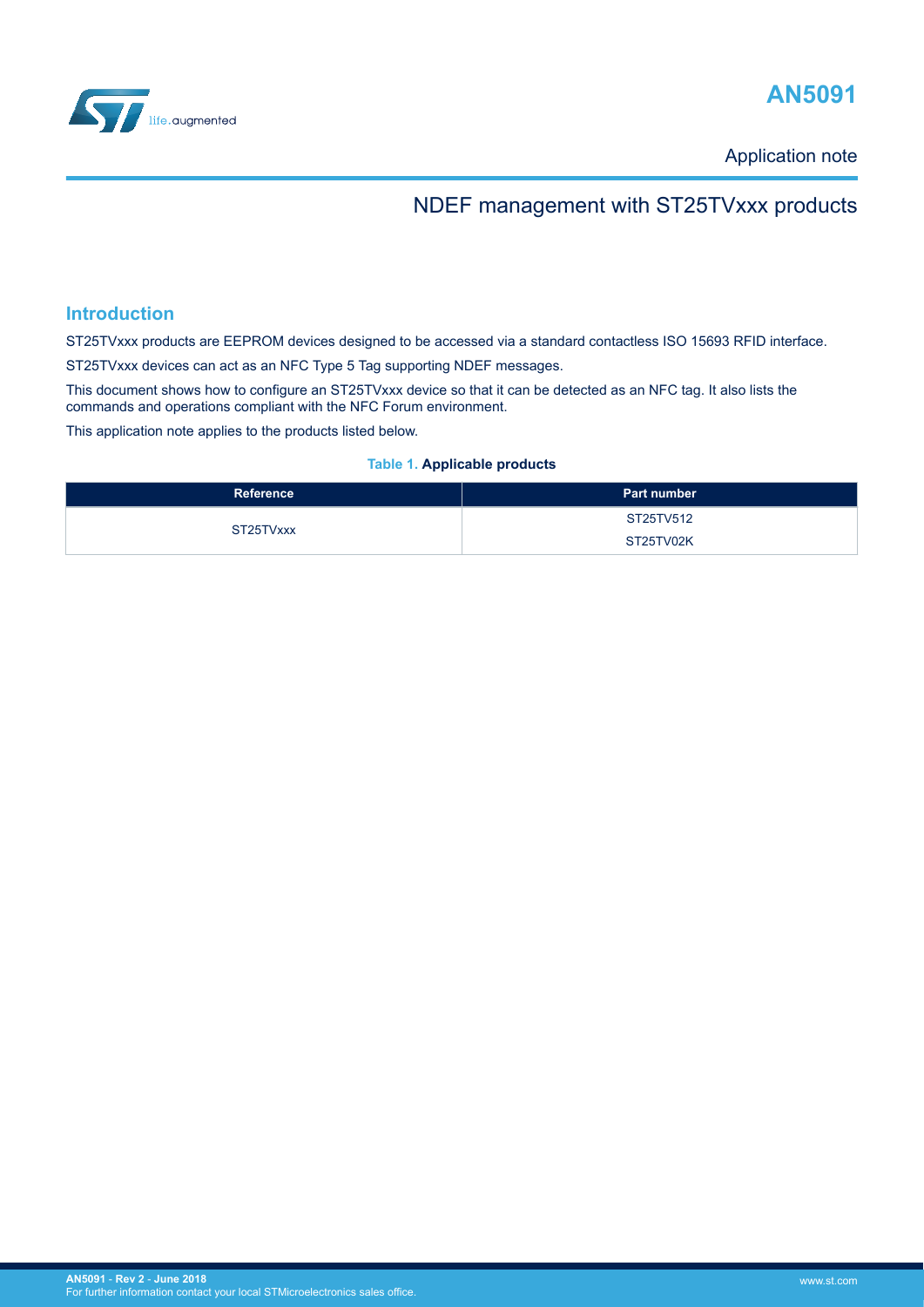# AN5091

Application note

## NDEF management with ST25TVxxx products

## Introduction

ST25TVxxx products are EEPROM devices designed to be accessed via a standard contactless ISO 15693 RFID interface.

ST25TVxxx devices can act as an NFC Type 5 Tag supporting NDEF messages.

This document shows how to configure an ST25TVxxx device so that it can be detected as an NFC tag. It also lists the commands and operations compliant with the NFC Forum environment.

This application note applies to the products listed below.

**Table 1. Applicable products**

| Reference | Part number |
|---|---|
| ST25TVxxx | ST25TV512 |
| | ST25TV02K |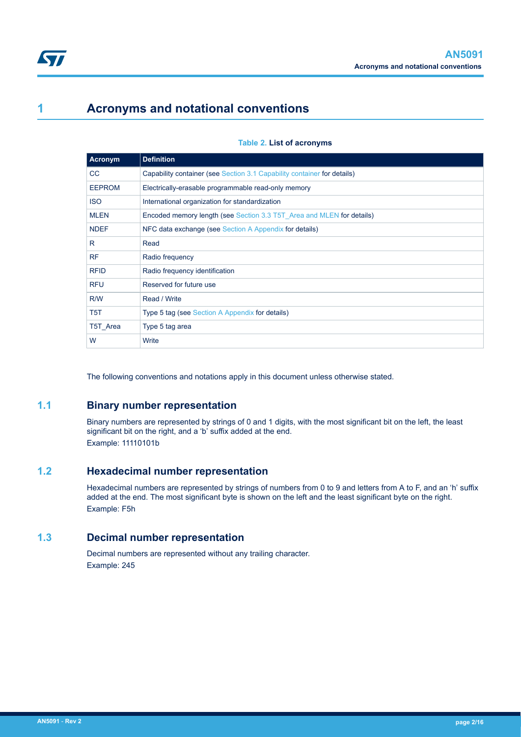# 1 Acronyms and notational conventions

**Table 2. List of acronyms**

| Acronym | Definition |
| --- | --- |
| CC | Capability container (see Section 3.1 Capability container for details) |
| EEPROM | Electrically-erasable programmable read-only memory |
| ISO | International organization for standardization |
| MLEN | Encoded memory length (see Section 3.3 T5T_Area and MLEN for details) |
| NDEF | NFC data exchange (see Section A Appendix for details) |
| R | Read |
| RF | Radio frequency |
| RFID | Radio frequency identification |
| RFU | Reserved for future use |
| R/W | Read / Write |
| T5T | Type 5 tag (see Section A Appendix for details) |
| T5T_Area | Type 5 tag area |
| W | Write |

The following conventions and notations apply in this document unless otherwise stated.

## 1.1 Binary number representation

Binary numbers are represented by strings of 0 and 1 digits, with the most significant bit on the left, the least significant bit on the right, and a 'b' suffix added at the end.

Example: 11110101b

## 1.2 Hexadecimal number representation

Hexadecimal numbers are represented by strings of numbers from 0 to 9 and letters from A to F, and an 'h' suffix added at the end. The most significant byte is shown on the left and the least significant byte on the right.

Example: F5h

## 1.3 Decimal number representation

Decimal numbers are represented without any trailing character.

Example: 245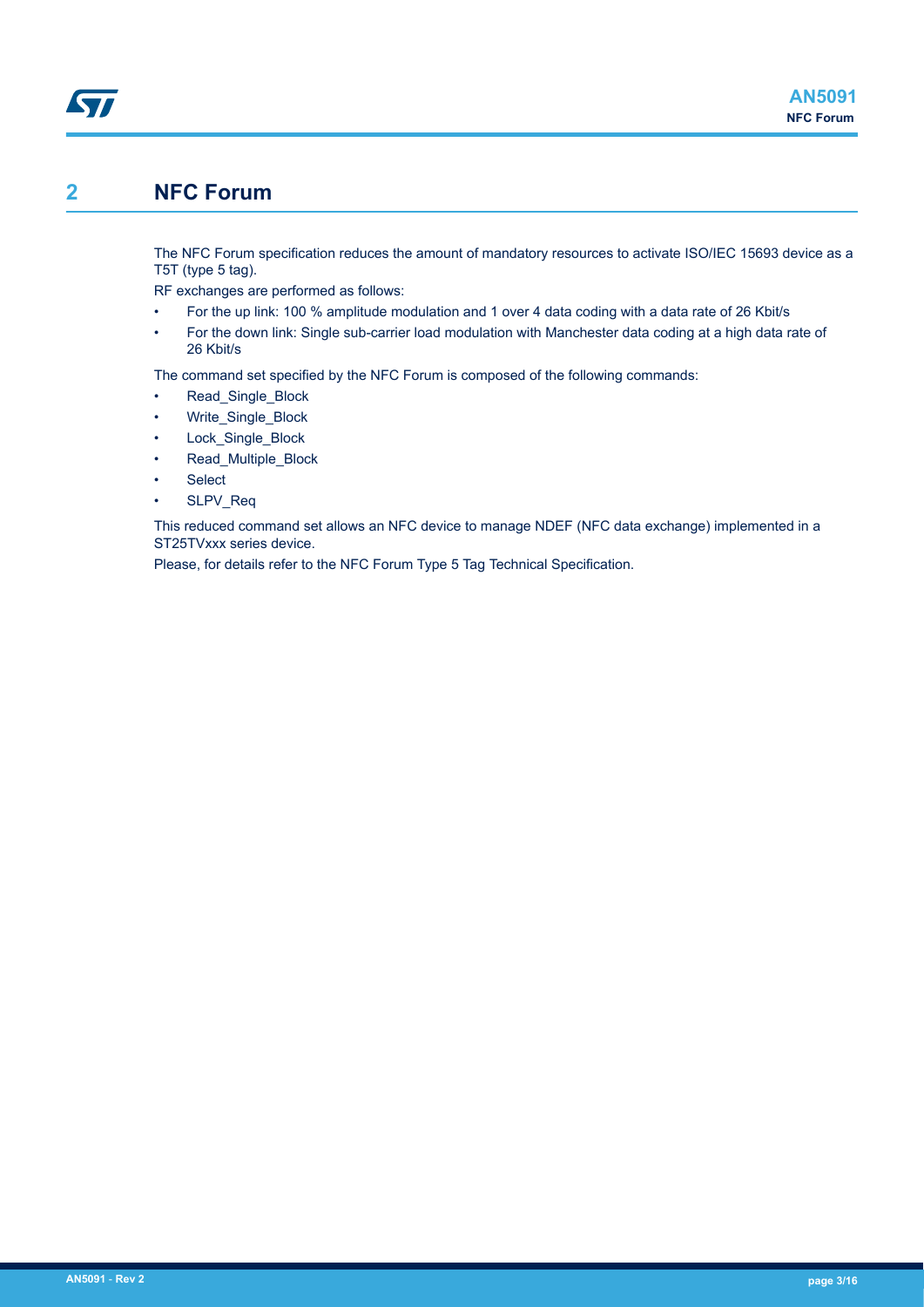# 2 NFC Forum

The NFC Forum specification reduces the amount of mandatory resources to activate ISO/IEC 15693 device as a T5T (type 5 tag).

RF exchanges are performed as follows:

- For the up link: 100 % amplitude modulation and 1 over 4 data coding with a data rate of 26 Kbit/s
- For the down link: Single sub-carrier load modulation with Manchester data coding at a high data rate of 26 Kbit/s

The command set specified by the NFC Forum is composed of the following commands:

- Read_Single_Block
- Write_Single_Block
- Lock_Single_Block
- Read_Multiple_Block
- Select
- SLPV_Req

This reduced command set allows an NFC device to manage NDEF (NFC data exchange) implemented in a ST25TVxxx series device.

Please, for details refer to the NFC Forum Type 5 Tag Technical Specification.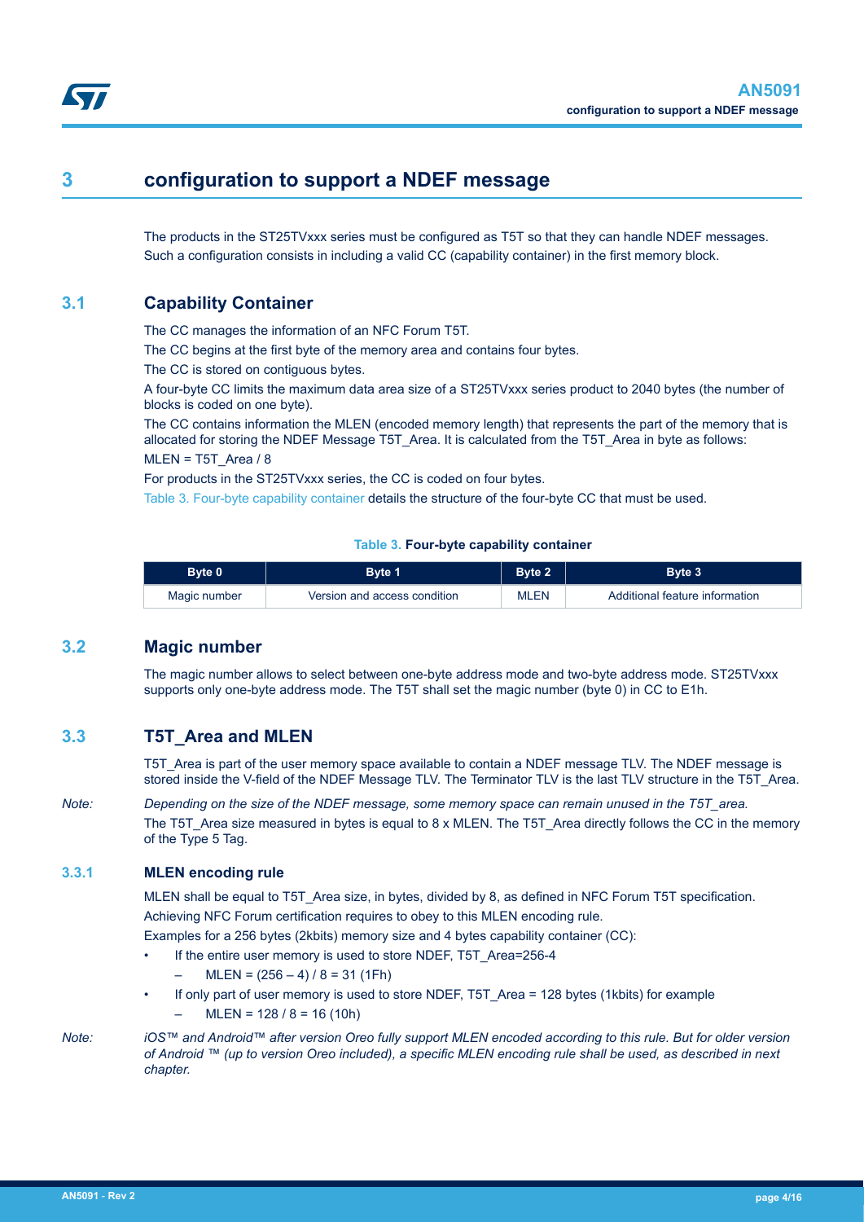# 3 configuration to support a NDEF message

The products in the ST25TVxxx series must be configured as T5T so that they can handle NDEF messages. Such a configuration consists in including a valid CC (capability container) in the first memory block.

## 3.1 Capability Container

The CC manages the information of an NFC Forum T5T.

The CC begins at the first byte of the memory area and contains four bytes.

The CC is stored on contiguous bytes.

A four-byte CC limits the maximum data area size of a ST25TVxxx series product to 2040 bytes (the number of blocks is coded on one byte).

The CC contains information the MLEN (encoded memory length) that represents the part of the memory that is allocated for storing the NDEF Message T5T_Area. It is calculated from the T5T_Area in byte as follows:

MLEN = T5T_Area / 8

For products in the ST25TVxxx series, the CC is coded on four bytes.

Table 3. Four-byte capability container details the structure of the four-byte CC that must be used.

**Table 3. Four-byte capability container**

| Byte 0 | Byte 1 | Byte 2 | Byte 3 |
|---|---|---|---|
| Magic number | Version and access condition | MLEN | Additional feature information |

## 3.2 Magic number

The magic number allows to select between one-byte address mode and two-byte address mode. ST25TVxxx supports only one-byte address mode. The T5T shall set the magic number (byte 0) in CC to E1h.

## 3.3 T5T_Area and MLEN

T5T_Area is part of the user memory space available to contain a NDEF message TLV. The NDEF message is stored inside the V-field of the NDEF Message TLV. The Terminator TLV is the last TLV structure in the T5T_Area.

*Note: Depending on the size of the NDEF message, some memory space can remain unused in the T5T_area.*

The T5T_Area size measured in bytes is equal to 8 x MLEN. The T5T_Area directly follows the CC in the memory of the Type 5 Tag.

### 3.3.1 MLEN encoding rule

MLEN shall be equal to T5T_Area size, in bytes, divided by 8, as defined in NFC Forum T5T specification.

Achieving NFC Forum certification requires to obey to this MLEN encoding rule.

Examples for a 256 bytes (2kbits) memory size and 4 bytes capability container (CC):

- If the entire user memory is used to store NDEF, T5T_Area=256-4
  - MLEN = (256 – 4) / 8 = 31 (1Fh)
- If only part of user memory is used to store NDEF, T5T_Area = 128 bytes (1kbits) for example
  - MLEN = 128 / 8 = 16 (10h)

*Note: iOS™ and Android™ after version Oreo fully support MLEN encoded according to this rule. But for older version of Android ™ (up to version Oreo included), a specific MLEN encoding rule shall be used, as described in next chapter.*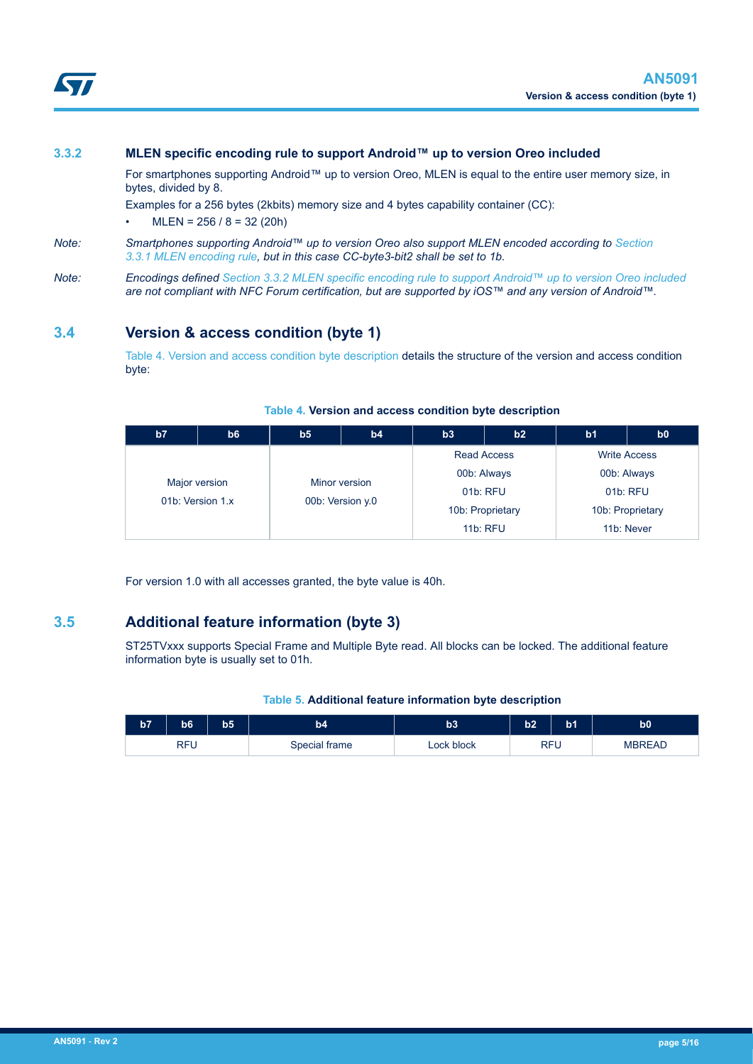### 3.3.2 MLEN specific encoding rule to support Android™ up to version Oreo included

For smartphones supporting Android™ up to version Oreo, MLEN is equal to the entire user memory size, in bytes, divided by 8.

Examples for a 256 bytes (2kbits) memory size and 4 bytes capability container (CC):

- MLEN = 256 / 8 = 32 (20h)

*Note: Smartphones supporting Android™ up to version Oreo also support MLEN encoded according to Section 3.3.1 MLEN encoding rule, but in this case CC-byte3-bit2 shall be set to 1b.*

*Note: Encodings defined Section 3.3.2 MLEN specific encoding rule to support Android™ up to version Oreo included are not compliant with NFC Forum certification, but are supported by iOS™ and any version of Android™.*

## 3.4 Version & access condition (byte 1)

Table 4. Version and access condition byte description details the structure of the version and access condition byte:

**Table 4. Version and access condition byte description**

| b7 | b6 | b5 | b4 | b3 | b2 | b1 | b0 |
|---|---|---|---|---|---|---|---|
| Major version<br>01b: Version 1.x | | Minor version<br>00b: Version y.0 | | Read Access<br>00b: Always<br>01b: RFU<br>10b: Proprietary<br>11b: RFU | | Write Access<br>00b: Always<br>01b: RFU<br>10b: Proprietary<br>11b: Never | |

For version 1.0 with all accesses granted, the byte value is 40h.

## 3.5 Additional feature information (byte 3)

ST25TVxxx supports Special Frame and Multiple Byte read. All blocks can be locked. The additional feature information byte is usually set to 01h.

**Table 5. Additional feature information byte description**

| b7 | b6 | b5 | b4 | b3 | b2 | b1 | b0 |
|---|---|---|---|---|---|---|---|
| RFU | | | Special frame | Lock block | RFU | | MBREAD |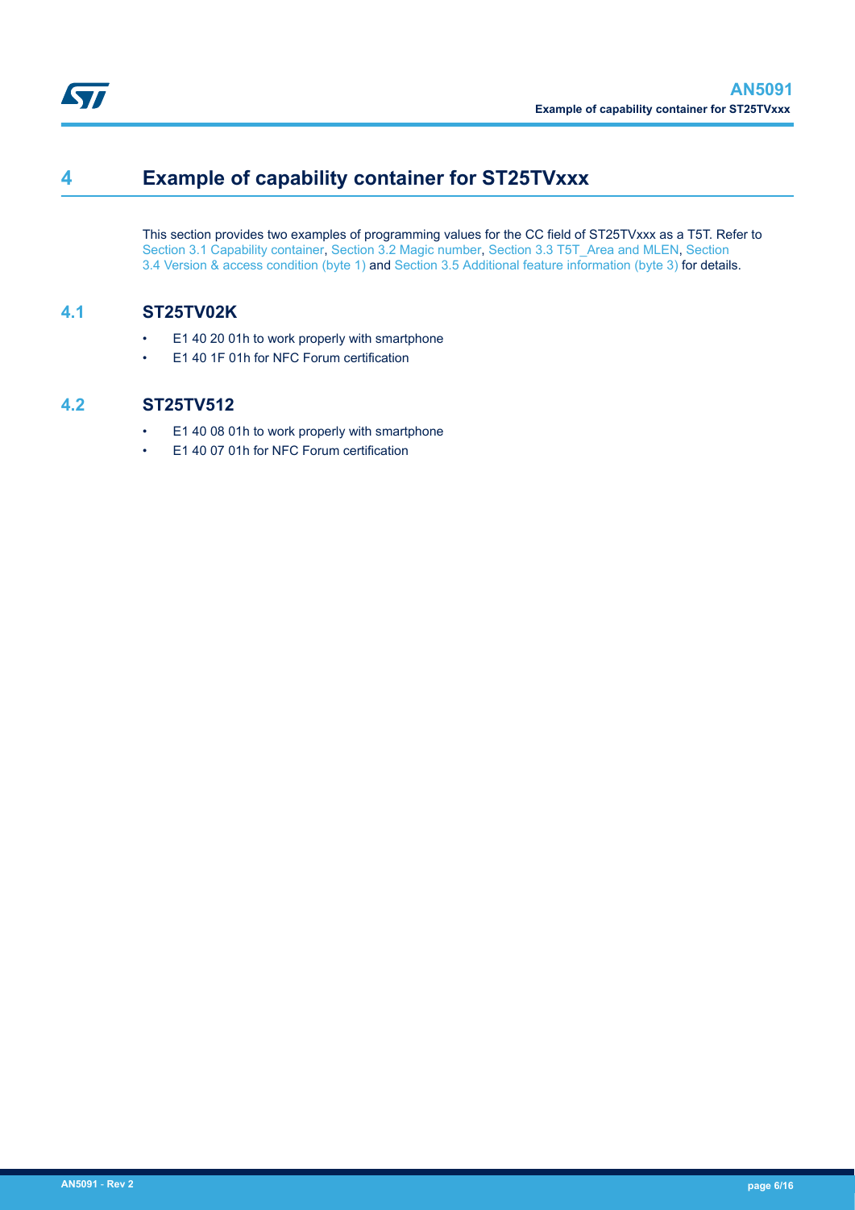# 4 Example of capability container for ST25TVxxx

This section provides two examples of programming values for the CC field of ST25TVxxx as a T5T. Refer to Section 3.1 Capability container, Section 3.2 Magic number, Section 3.3 T5T_Area and MLEN, Section 3.4 Version & access condition (byte 1) and Section 3.5 Additional feature information (byte 3) for details.

## 4.1 ST25TV02K

- E1 40 20 01h to work properly with smartphone
- E1 40 1F 01h for NFC Forum certification

## 4.2 ST25TV512

- E1 40 08 01h to work properly with smartphone
- E1 40 07 01h for NFC Forum certification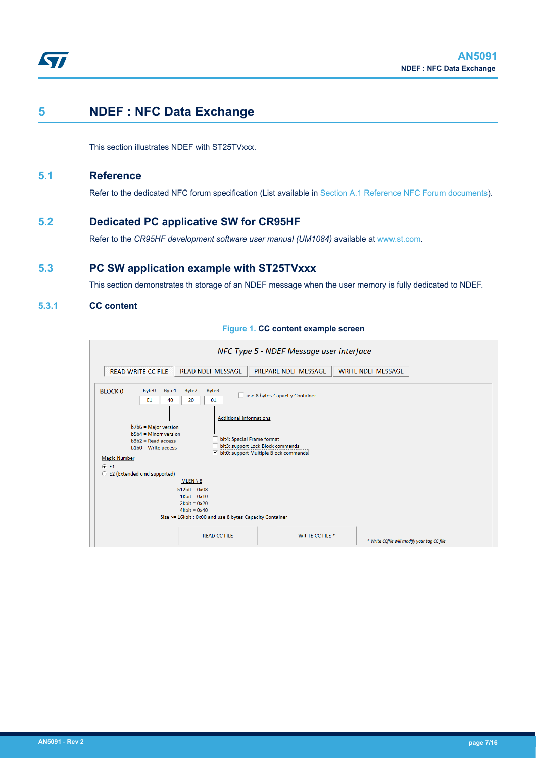# 5 NDEF : NFC Data Exchange

This section illustrates NDEF with ST25TVxxx.

## 5.1 Reference

Refer to the dedicated NFC forum specification (List available in Section A.1 Reference NFC Forum documents).

## 5.2 Dedicated PC applicative SW for CR95HF

Refer to the *CR95HF development software user manual (UM1084)* available at www.st.com.

## 5.3 PC SW application example with ST25TVxxx

This section demonstrates th storage of an NDEF message when the user memory is fully dedicated to NDEF.

### 5.3.1 CC content

**Figure 1. CC content example screen**

*NFC Type 5 - NDEF Message user interface*

READ WRITE CC FILE | READ NDEF MESSAGE | PREPARE NDEF MESSAGE | WRITE NDEF MESSAGE

BLOCK 0

| Byte0 | Byte1 | Byte2 | Byte3 |
|---|---|---|---|
| E1 | 40 | 20 | 01 |

☐ use 8 bytes Capacity Container

b7b6 = Major version
b5b4 = Minorr version
b3b2 = Read access
b1b0 = Write access

Additional informations
☐ bit4: Special Frame format
☐ bit3: support Lock Block commands
☑ bit0: support Multiple Block commands

Magic Number
◉ E1
◯ E2 (Extended cmd supported)

MLEN \ 8
512bit = 0x08
1Kbit = 0x10
2Kbit = 0x20
4Kbit = 0x40
Size >= 16kbit : 0x00 and use 8 bytes Capacity Container

READ CC FILE | WRITE CC FILE *

* Write CCfile will modify your tag CC file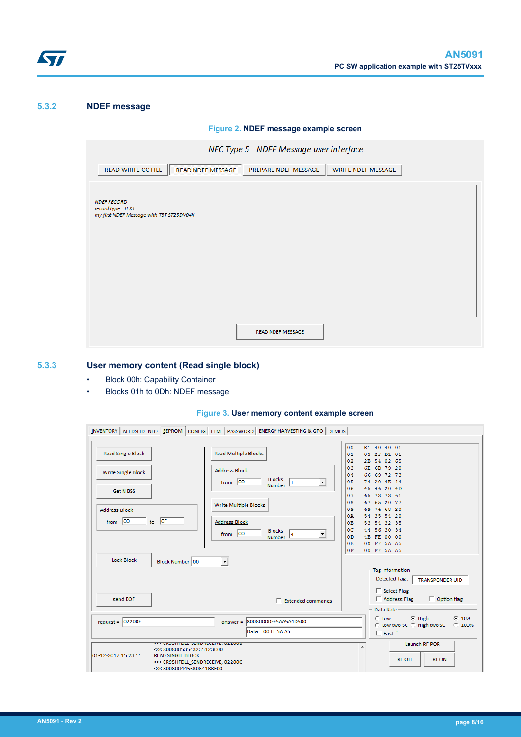### 5.3.2 NDEF message

**Figure 2. NDEF message example screen**

### 5.3.3 User memory content (Read single block)

- Block 00h: Capability Container
- Blocks 01h to 0Dh: NDEF message

**Figure 3. User memory content example screen**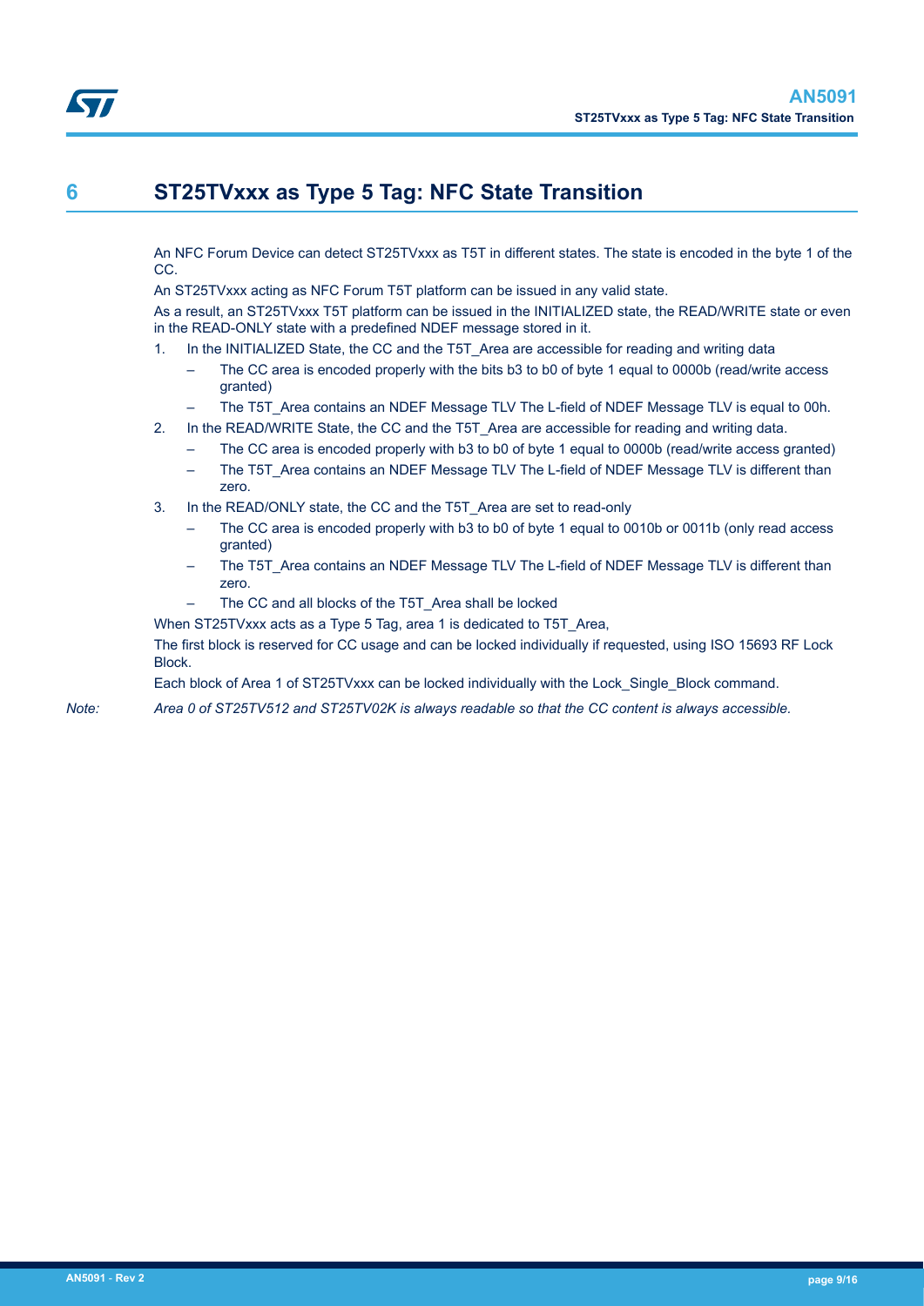# 6 ST25TVxxx as Type 5 Tag: NFC State Transition

An NFC Forum Device can detect ST25TVxxx as T5T in different states. The state is encoded in the byte 1 of the CC.

An ST25TVxxx acting as NFC Forum T5T platform can be issued in any valid state.

As a result, an ST25TVxxx T5T platform can be issued in the INITIALIZED state, the READ/WRITE state or even in the READ-ONLY state with a predefined NDEF message stored in it.

1. In the INITIALIZED State, the CC and the T5T_Area are accessible for reading and writing data
   - The CC area is encoded properly with the bits b3 to b0 of byte 1 equal to 0000b (read/write access granted)
   - The T5T_Area contains an NDEF Message TLV The L-field of NDEF Message TLV is equal to 00h.
2. In the READ/WRITE State, the CC and the T5T_Area are accessible for reading and writing data.
   - The CC area is encoded properly with b3 to b0 of byte 1 equal to 0000b (read/write access granted)
   - The T5T_Area contains an NDEF Message TLV The L-field of NDEF Message TLV is different than zero.
3. In the READ/ONLY state, the CC and the T5T_Area are set to read-only
   - The CC area is encoded properly with b3 to b0 of byte 1 equal to 0010b or 0011b (only read access granted)
   - The T5T_Area contains an NDEF Message TLV The L-field of NDEF Message TLV is different than zero.
   - The CC and all blocks of the T5T_Area shall be locked

When ST25TVxxx acts as a Type 5 Tag, area 1 is dedicated to T5T_Area,

The first block is reserved for CC usage and can be locked individually if requested, using ISO 15693 RF Lock Block.

Each block of Area 1 of ST25TVxxx can be locked individually with the Lock_Single_Block command.

*Note: Area 0 of ST25TV512 and ST25TV02K is always readable so that the CC content is always accessible.*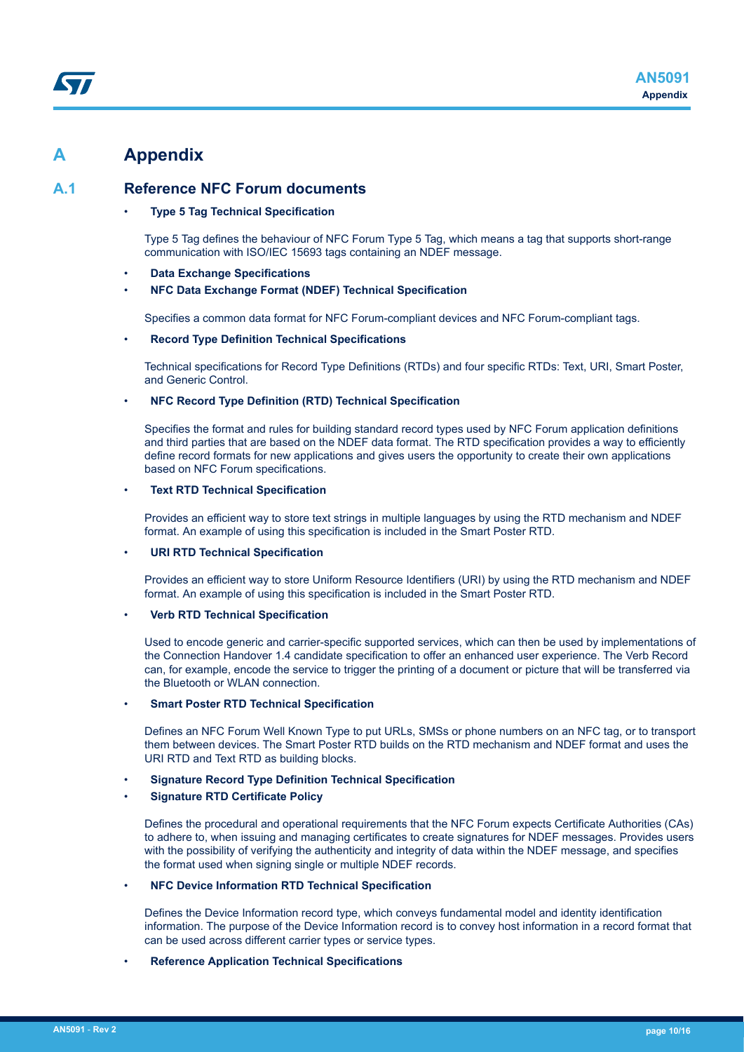# A Appendix

## A.1 Reference NFC Forum documents

- **Type 5 Tag Technical Specification**

  Type 5 Tag defines the behaviour of NFC Forum Type 5 Tag, which means a tag that supports short-range communication with ISO/IEC 15693 tags containing an NDEF message.

- **Data Exchange Specifications**
- **NFC Data Exchange Format (NDEF) Technical Specification**

  Specifies a common data format for NFC Forum-compliant devices and NFC Forum-compliant tags.

- **Record Type Definition Technical Specifications**

  Technical specifications for Record Type Definitions (RTDs) and four specific RTDs: Text, URI, Smart Poster, and Generic Control.

- **NFC Record Type Definition (RTD) Technical Specification**

  Specifies the format and rules for building standard record types used by NFC Forum application definitions and third parties that are based on the NDEF data format. The RTD specification provides a way to efficiently define record formats for new applications and gives users the opportunity to create their own applications based on NFC Forum specifications.

- **Text RTD Technical Specification**

  Provides an efficient way to store text strings in multiple languages by using the RTD mechanism and NDEF format. An example of using this specification is included in the Smart Poster RTD.

- **URI RTD Technical Specification**

  Provides an efficient way to store Uniform Resource Identifiers (URI) by using the RTD mechanism and NDEF format. An example of using this specification is included in the Smart Poster RTD.

- **Verb RTD Technical Specification**

  Used to encode generic and carrier-specific supported services, which can then be used by implementations of the Connection Handover 1.4 candidate specification to offer an enhanced user experience. The Verb Record can, for example, encode the service to trigger the printing of a document or picture that will be transferred via the Bluetooth or WLAN connection.

- **Smart Poster RTD Technical Specification**

  Defines an NFC Forum Well Known Type to put URLs, SMSs or phone numbers on an NFC tag, or to transport them between devices. The Smart Poster RTD builds on the RTD mechanism and NDEF format and uses the URI RTD and Text RTD as building blocks.

- **Signature Record Type Definition Technical Specification**
- **Signature RTD Certificate Policy**

  Defines the procedural and operational requirements that the NFC Forum expects Certificate Authorities (CAs) to adhere to, when issuing and managing certificates to create signatures for NDEF messages. Provides users with the possibility of verifying the authenticity and integrity of data within the NDEF message, and specifies the format used when signing single or multiple NDEF records.

- **NFC Device Information RTD Technical Specification**

  Defines the Device Information record type, which conveys fundamental model and identity identification information. The purpose of the Device Information record is to convey host information in a record format that can be used across different carrier types or service types.

- **Reference Application Technical Specifications**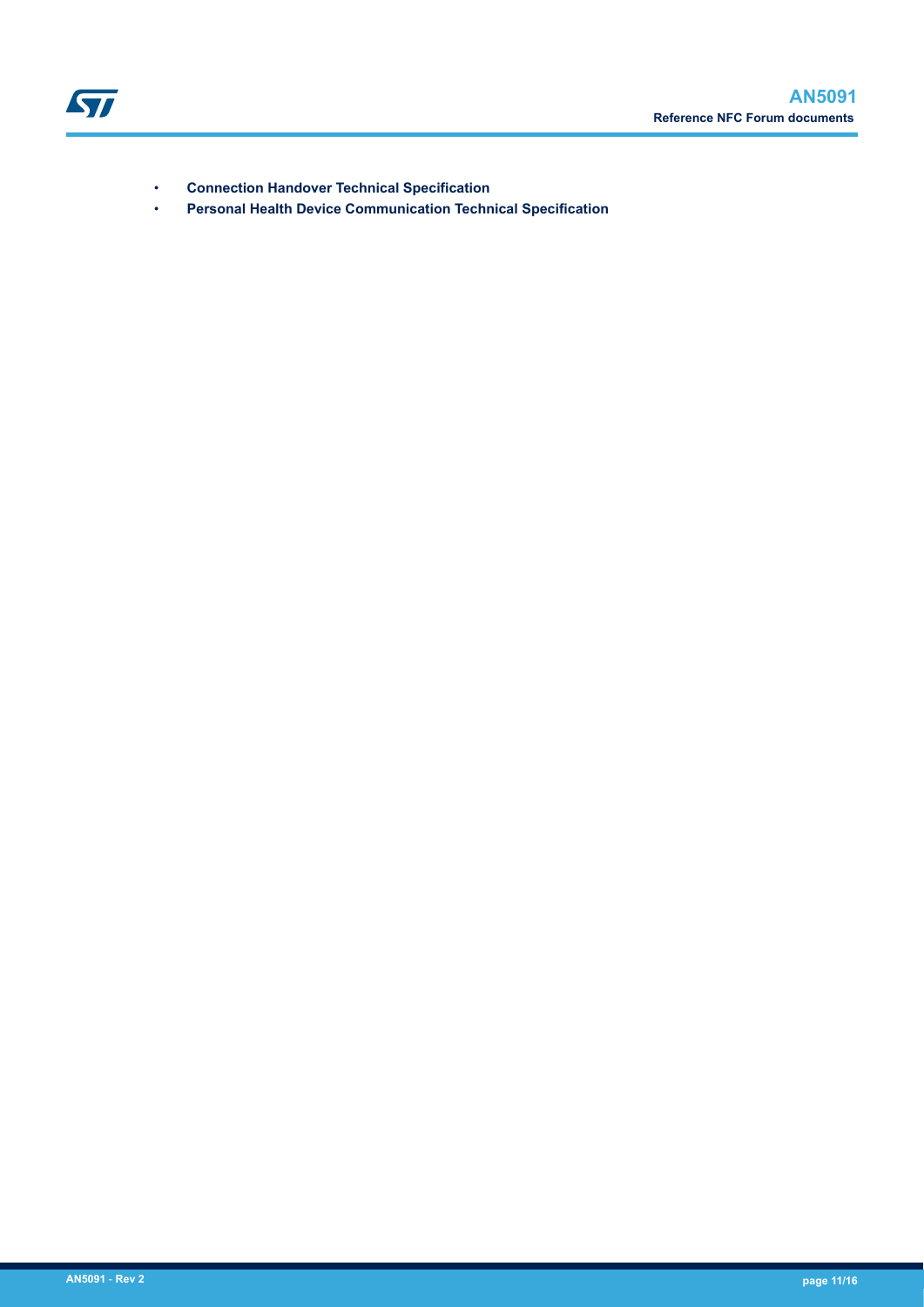- **Connection Handover Technical Specification**
- **Personal Health Device Communication Technical Specification**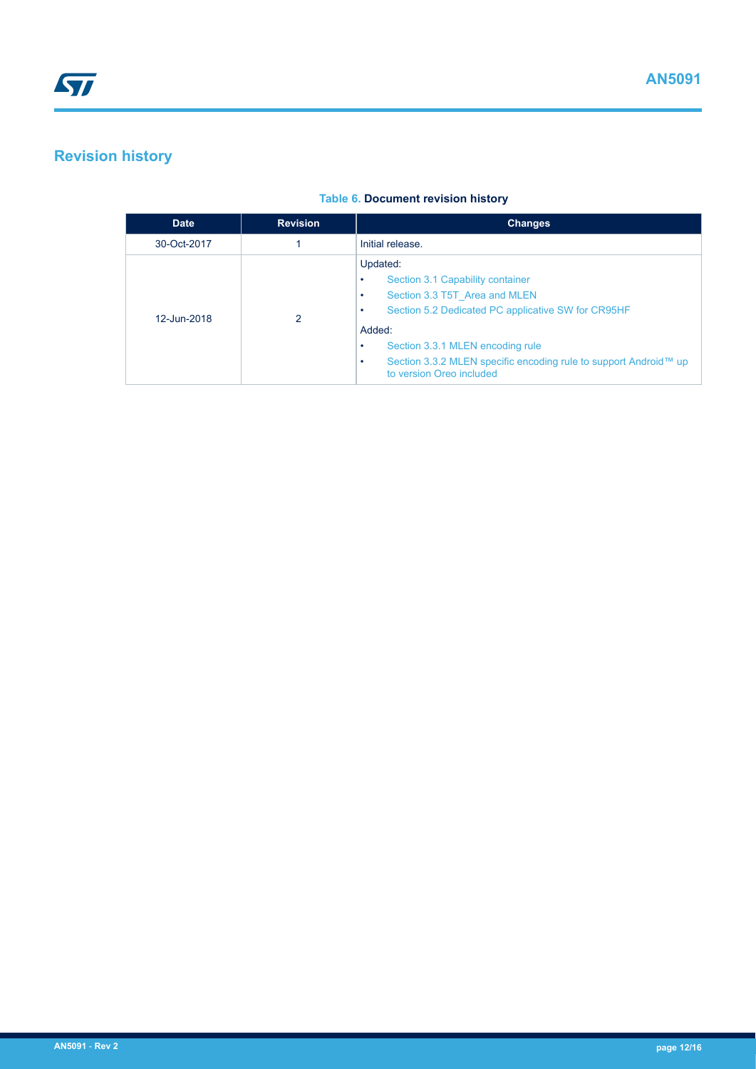# Revision history

**Table 6. Document revision history**

| Date | Revision | Changes |
|---|---|---|
| 30-Oct-2017 | 1 | Initial release. |
| 12-Jun-2018 | 2 | Updated:<br>• Section 3.1 Capability container<br>• Section 3.3 T5T_Area and MLEN<br>• Section 5.2 Dedicated PC applicative SW for CR95HF<br>Added:<br>• Section 3.3.1 MLEN encoding rule<br>• Section 3.3.2 MLEN specific encoding rule to support Android™ up to version Oreo included |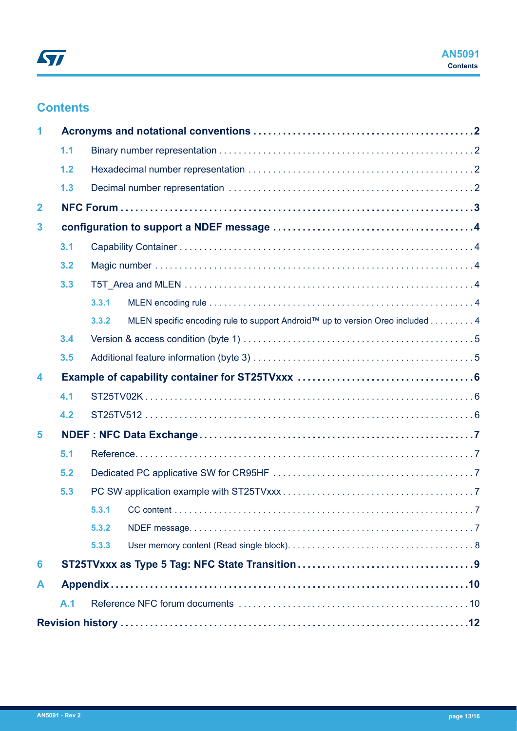# Contents

- **1 Acronyms and notational conventions** . . . . . . . . . . . . . . . . . . . . . . . . . . . . . . . . . . . . . . . . . . . . **2**
  - 1.1 Binary number representation . . . . . . . . . . . . . . . . . . . . . . . . . . . . . . . . . . . . . . . . . . . . . . . . . . . 2
  - 1.2 Hexadecimal number representation . . . . . . . . . . . . . . . . . . . . . . . . . . . . . . . . . . . . . . . . . . . . . 2
  - 1.3 Decimal number representation . . . . . . . . . . . . . . . . . . . . . . . . . . . . . . . . . . . . . . . . . . . . . . . . . 2
- **2 NFC Forum** . . . . . . . . . . . . . . . . . . . . . . . . . . . . . . . . . . . . . . . . . . . . . . . . . . . . . . . . . . . . . . . . . . **3**
- **3 configuration to support a NDEF message** . . . . . . . . . . . . . . . . . . . . . . . . . . . . . . . . . . . . . . . **4**
  - 3.1 Capability Container . . . . . . . . . . . . . . . . . . . . . . . . . . . . . . . . . . . . . . . . . . . . . . . . . . . . . . . . . . . 4
  - 3.2 Magic number . . . . . . . . . . . . . . . . . . . . . . . . . . . . . . . . . . . . . . . . . . . . . . . . . . . . . . . . . . . . . . . . 4
  - 3.3 T5T_Area and MLEN . . . . . . . . . . . . . . . . . . . . . . . . . . . . . . . . . . . . . . . . . . . . . . . . . . . . . . . . . . 4
    - 3.3.1 MLEN encoding rule . . . . . . . . . . . . . . . . . . . . . . . . . . . . . . . . . . . . . . . . . . . . . . . . . . . . . . 4
    - 3.3.2 MLEN specific encoding rule to support Android™ up to version Oreo included . . . . . . . . . 4
  - 3.4 Version & access condition (byte 1) . . . . . . . . . . . . . . . . . . . . . . . . . . . . . . . . . . . . . . . . . . . . . . 5
  - 3.5 Additional feature information (byte 3) . . . . . . . . . . . . . . . . . . . . . . . . . . . . . . . . . . . . . . . . . . . 5
- **4 Example of capability container for ST25TVxxx** . . . . . . . . . . . . . . . . . . . . . . . . . . . . . . . . . . . **6**
  - 4.1 ST25TV02K . . . . . . . . . . . . . . . . . . . . . . . . . . . . . . . . . . . . . . . . . . . . . . . . . . . . . . . . . . . . . . . . . . 6
  - 4.2 ST25TV512 . . . . . . . . . . . . . . . . . . . . . . . . . . . . . . . . . . . . . . . . . . . . . . . . . . . . . . . . . . . . . . . . . . 6
- **5 NDEF : NFC Data Exchange** . . . . . . . . . . . . . . . . . . . . . . . . . . . . . . . . . . . . . . . . . . . . . . . . . . . . **7**
  - 5.1 Reference. . . . . . . . . . . . . . . . . . . . . . . . . . . . . . . . . . . . . . . . . . . . . . . . . . . . . . . . . . . . . . . . . . . . 7
  - 5.2 Dedicated PC applicative SW for CR95HF . . . . . . . . . . . . . . . . . . . . . . . . . . . . . . . . . . . . . . . . 7
  - 5.3 PC SW application example with ST25TVxxx . . . . . . . . . . . . . . . . . . . . . . . . . . . . . . . . . . . . . . 7
    - 5.3.1 CC content . . . . . . . . . . . . . . . . . . . . . . . . . . . . . . . . . . . . . . . . . . . . . . . . . . . . . . . . . . . . . 7
    - 5.3.2 NDEF message. . . . . . . . . . . . . . . . . . . . . . . . . . . . . . . . . . . . . . . . . . . . . . . . . . . . . . . . . . 7
    - 5.3.3 User memory content (Read single block). . . . . . . . . . . . . . . . . . . . . . . . . . . . . . . . . . . . . 8
- **6 ST25TVxxx as Type 5 Tag: NFC State Transition** . . . . . . . . . . . . . . . . . . . . . . . . . . . . . . . . . . . **9**
- **A Appendix** . . . . . . . . . . . . . . . . . . . . . . . . . . . . . . . . . . . . . . . . . . . . . . . . . . . . . . . . . . . . . . . . . . **10**
  - A.1 Reference NFC forum documents . . . . . . . . . . . . . . . . . . . . . . . . . . . . . . . . . . . . . . . . . . . . . . 10
- **Revision history** . . . . . . . . . . . . . . . . . . . . . . . . . . . . . . . . . . . . . . . . . . . . . . . . . . . . . . . . . . . . . . **12**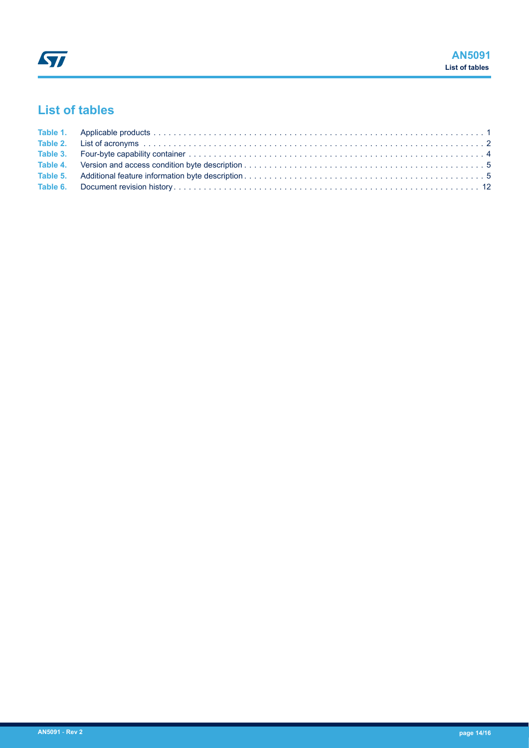## List of tables

Table 1. Applicable products . . . . . . . . . . . . . . . . . . . . . . . . . . . . . . . . . . . . . . . . . . . . . . . . . . . . . . . . . . . . . . . . . 1
Table 2. List of acronyms . . . . . . . . . . . . . . . . . . . . . . . . . . . . . . . . . . . . . . . . . . . . . . . . . . . . . . . . . . . . . . . . . . . 2
Table 3. Four-byte capability container . . . . . . . . . . . . . . . . . . . . . . . . . . . . . . . . . . . . . . . . . . . . . . . . . . . . . . . . . 4
Table 4. Version and access condition byte description . . . . . . . . . . . . . . . . . . . . . . . . . . . . . . . . . . . . . . . . . . . . . . 5
Table 5. Additional feature information byte description . . . . . . . . . . . . . . . . . . . . . . . . . . . . . . . . . . . . . . . . . . . . . 5
Table 6. Document revision history . . . . . . . . . . . . . . . . . . . . . . . . . . . . . . . . . . . . . . . . . . . . . . . . . . . . . . . . . . . 12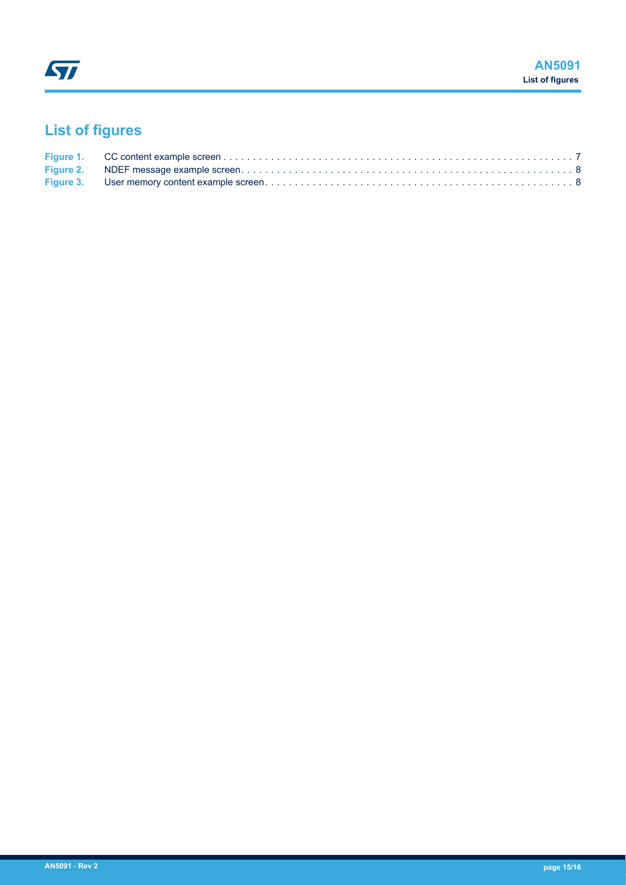# List of figures

Figure 1. CC content example screen . . . . . . . . . . . . . . . . . . . . . . . . . . . . . . . . . . . . . . . . . . . . . . . . . . . . . . . . . . . 7
Figure 2. NDEF message example screen. . . . . . . . . . . . . . . . . . . . . . . . . . . . . . . . . . . . . . . . . . . . . . . . . . . . . . . . 8
Figure 3. User memory content example screen. . . . . . . . . . . . . . . . . . . . . . . . . . . . . . . . . . . . . . . . . . . . . . . . . . . 8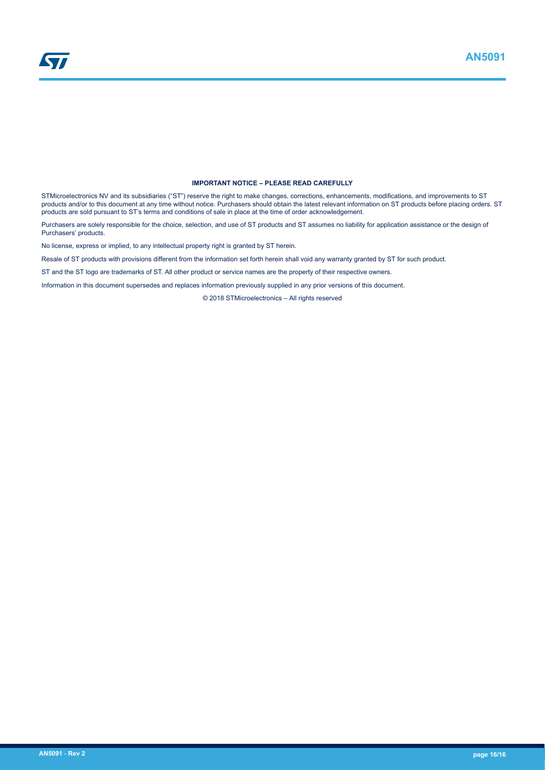**IMPORTANT NOTICE – PLEASE READ CAREFULLY**

STMicroelectronics NV and its subsidiaries ("ST") reserve the right to make changes, corrections, enhancements, modifications, and improvements to ST products and/or to this document at any time without notice. Purchasers should obtain the latest relevant information on ST products before placing orders. ST products are sold pursuant to ST's terms and conditions of sale in place at the time of order acknowledgement.

Purchasers are solely responsible for the choice, selection, and use of ST products and ST assumes no liability for application assistance or the design of Purchasers' products.

No license, express or implied, to any intellectual property right is granted by ST herein.

Resale of ST products with provisions different from the information set forth herein shall void any warranty granted by ST for such product.

ST and the ST logo are trademarks of ST. All other product or service names are the property of their respective owners.

Information in this document supersedes and replaces information previously supplied in any prior versions of this document.

© 2018 STMicroelectronics – All rights reserved